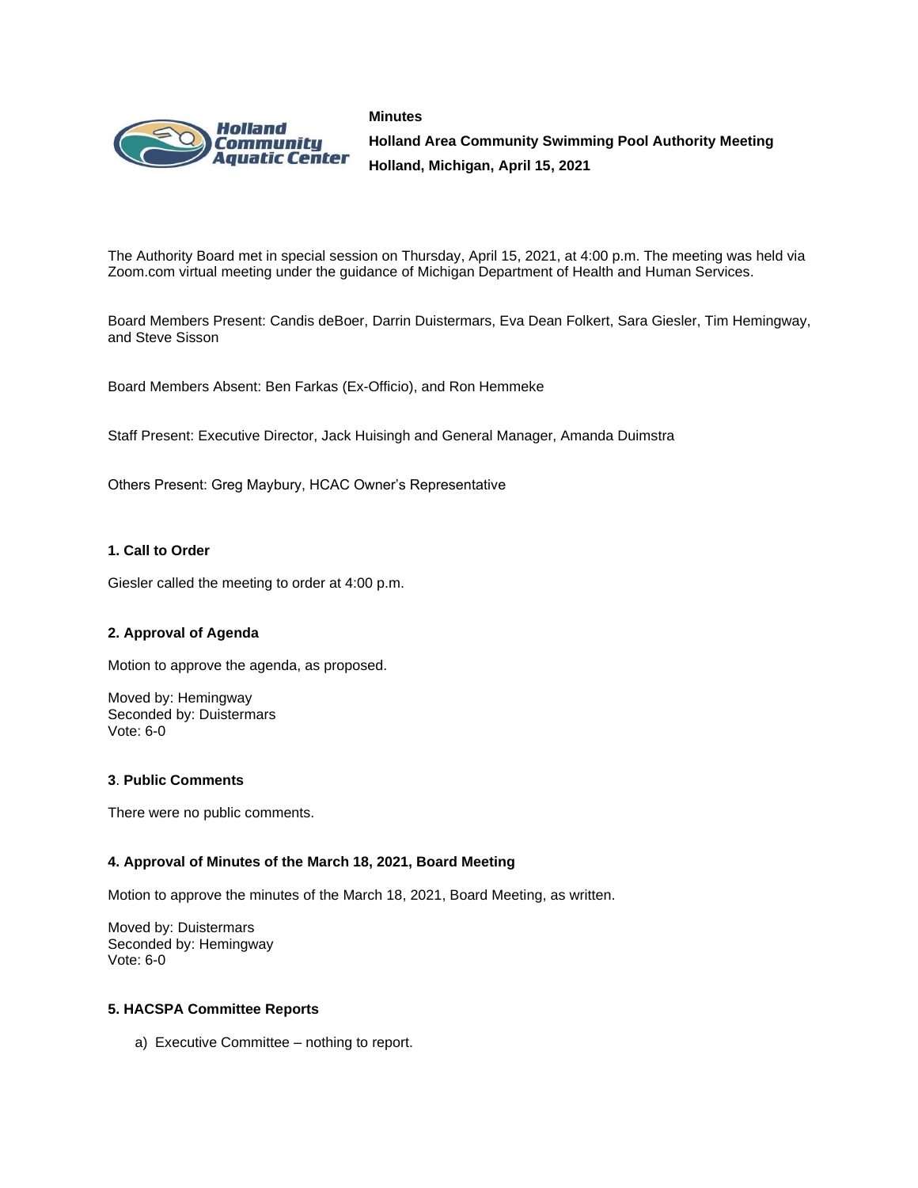**Minutes**

**Holland Area Community Swimming Pool Authority Meeting**

**Holland, Michigan, April 15, 2021**

The Authority Board met in special session on Thursday, April 15, 2021, at 4:00 p.m. The meeting was held via Zoom.com virtual meeting under the guidance of Michigan Department of Health and Human Services.

Board Members Present: Candis deBoer, Darrin Duistermars, Eva Dean Folkert, Sara Giesler, Tim Hemingway, and Steve Sisson

Board Members Absent: Ben Farkas (Ex-Officio), and Ron Hemmeke

Staff Present: Executive Director, Jack Huisingh and General Manager, Amanda Duimstra

Others Present: Greg Maybury, HCAC Owner's Representative

**1. Call to Order**

Giesler called the meeting to order at 4:00 p.m.

**2. Approval of Agenda**

Motion to approve the agenda, as proposed.

Moved by: Hemingway
Seconded by: Duistermars
Vote: 6-0

**3. Public Comments**

There were no public comments.

**4. Approval of Minutes of the March 18, 2021, Board Meeting**

Motion to approve the minutes of the March 18, 2021, Board Meeting, as written.

Moved by: Duistermars
Seconded by: Hemingway
Vote: 6-0

**5. HACSPA Committee Reports**

a) Executive Committee – nothing to report.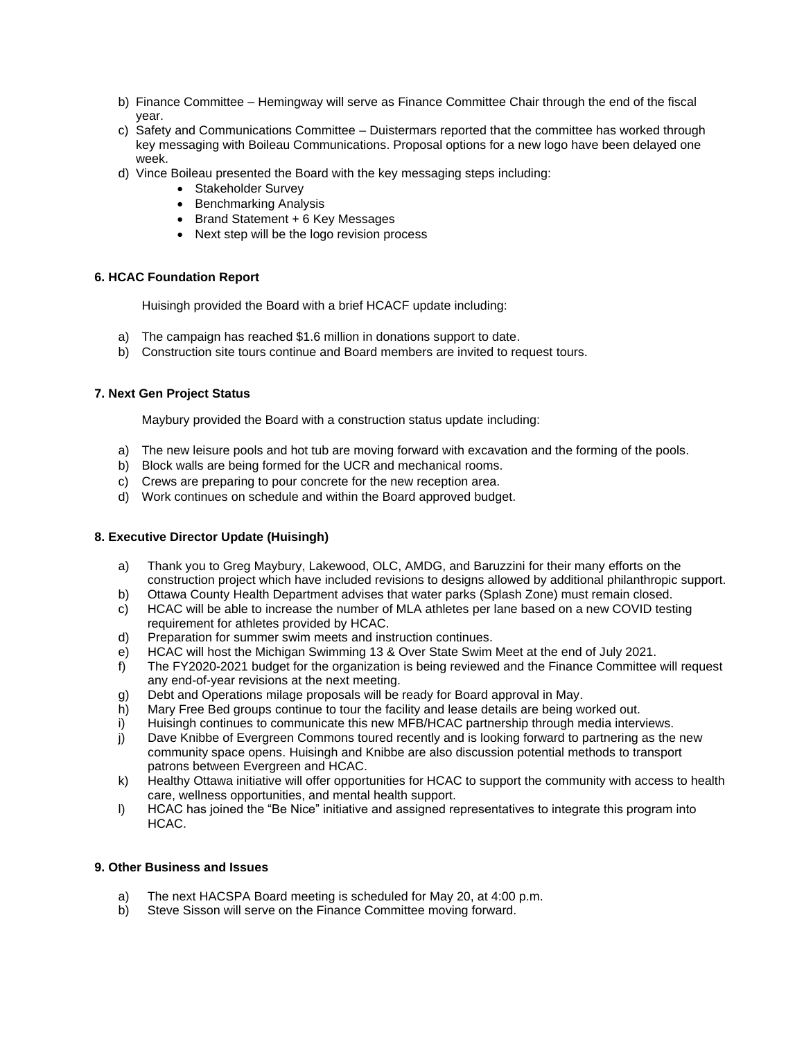b) Finance Committee – Hemingway will serve as Finance Committee Chair through the end of the fiscal year.
c) Safety and Communications Committee – Duistermars reported that the committee has worked through key messaging with Boileau Communications. Proposal options for a new logo have been delayed one week.
d) Vince Boileau presented the Board with the key messaging steps including:
    - Stakeholder Survey
    - Benchmarking Analysis
    - Brand Statement + 6 Key Messages
    - Next step will be the logo revision process

**6. HCAC Foundation Report**

Huisingh provided the Board with a brief HCACF update including:

a) The campaign has reached $1.6 million in donations support to date.
b) Construction site tours continue and Board members are invited to request tours.

**7. Next Gen Project Status**

Maybury provided the Board with a construction status update including:

a) The new leisure pools and hot tub are moving forward with excavation and the forming of the pools.
b) Block walls are being formed for the UCR and mechanical rooms.
c) Crews are preparing to pour concrete for the new reception area.
d) Work continues on schedule and within the Board approved budget.

**8. Executive Director Update (Huisingh)**

a) Thank you to Greg Maybury, Lakewood, OLC, AMDG, and Baruzzini for their many efforts on the construction project which have included revisions to designs allowed by additional philanthropic support.
b) Ottawa County Health Department advises that water parks (Splash Zone) must remain closed.
c) HCAC will be able to increase the number of MLA athletes per lane based on a new COVID testing requirement for athletes provided by HCAC.
d) Preparation for summer swim meets and instruction continues.
e) HCAC will host the Michigan Swimming 13 & Over State Swim Meet at the end of July 2021.
f) The FY2020-2021 budget for the organization is being reviewed and the Finance Committee will request any end-of-year revisions at the next meeting.
g) Debt and Operations milage proposals will be ready for Board approval in May.
h) Mary Free Bed groups continue to tour the facility and lease details are being worked out.
i) Huisingh continues to communicate this new MFB/HCAC partnership through media interviews.
j) Dave Knibbe of Evergreen Commons toured recently and is looking forward to partnering as the new community space opens. Huisingh and Knibbe are also discussion potential methods to transport patrons between Evergreen and HCAC.
k) Healthy Ottawa initiative will offer opportunities for HCAC to support the community with access to health care, wellness opportunities, and mental health support.
l) HCAC has joined the "Be Nice" initiative and assigned representatives to integrate this program into HCAC.

**9. Other Business and Issues**

a) The next HACSPA Board meeting is scheduled for May 20, at 4:00 p.m.
b) Steve Sisson will serve on the Finance Committee moving forward.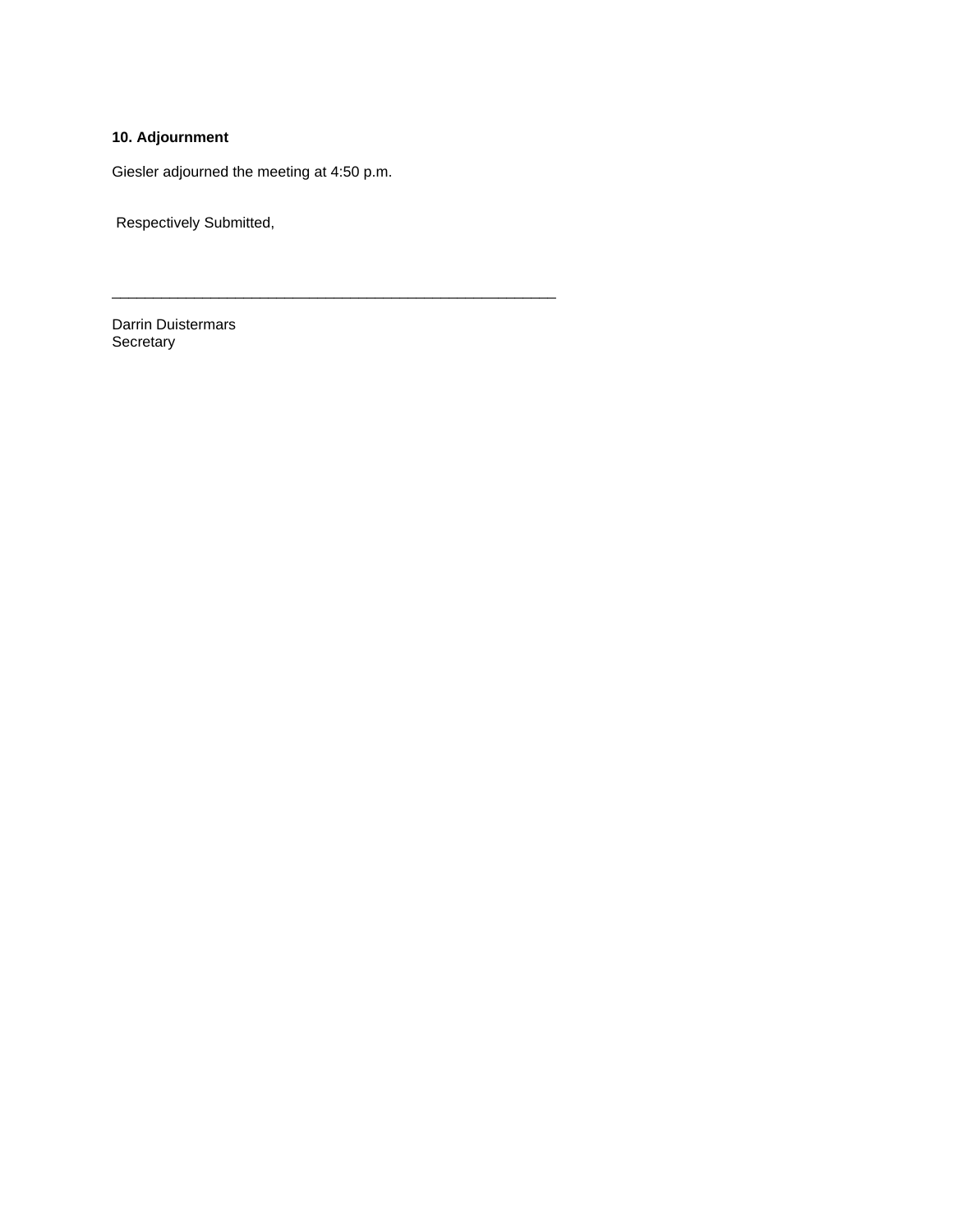**10. Adjournment**

Giesler adjourned the meeting at 4:50 p.m.

Respectively Submitted,

\_\_\_\_\_\_\_\_\_\_\_\_\_\_\_\_\_\_\_\_\_\_\_\_\_\_\_\_\_\_\_\_\_\_\_\_\_\_\_\_\_\_\_\_\_\_\_\_\_\_\_\_\_\_\_\_\_\_

Darrin Duistermars
Secretary